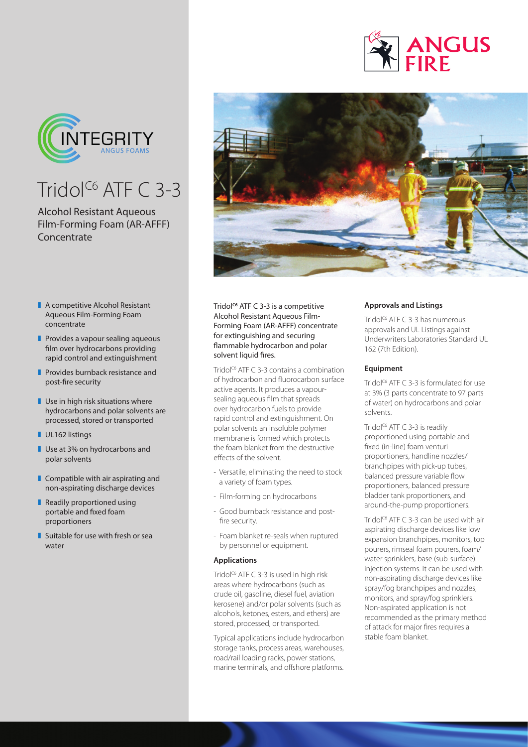# Tridol$^{C6}$ ATF C 3-3

Alcohol Resistant Aqueous Film-Forming Foam (AR-AFFF) Concentrate

- A competitive Alcohol Resistant Aqueous Film-Forming Foam concentrate
- Provides a vapour sealing aqueous film over hydrocarbons providing rapid control and extinguishment
- Provides burnback resistance and post-fire security
- Use in high risk situations where hydrocarbons and polar solvents are processed, stored or transported
- UL162 listings
- Use at 3% on hydrocarbons and polar solvents
- Compatible with air aspirating and non-aspirating discharge devices
- Readily proportioned using portable and fixed foam proportioners
- Suitable for use with fresh or sea water

Tridol$^{C6}$ ATF C 3-3 is a competitive Alcohol Resistant Aqueous Film-Forming Foam (AR-AFFF) concentrate for extinguishing and securing flammable hydrocarbon and polar solvent liquid fires.

Tridol$^{C6}$ ATF C 3-3 contains a combination of hydrocarbon and fluorocarbon surface active agents. It produces a vapour-sealing aqueous film that spreads over hydrocarbon fuels to provide rapid control and extinguishment. On polar solvents an insoluble polymer membrane is formed which protects the foam blanket from the destructive effects of the solvent.

- Versatile, eliminating the need to stock a variety of foam types.
- Film-forming on hydrocarbons
- Good burnback resistance and post-fire security.
- Foam blanket re-seals when ruptured by personnel or equipment.

### Applications

Tridol$^{C6}$ ATF C 3-3 is used in high risk areas where hydrocarbons (such as crude oil, gasoline, diesel fuel, aviation kerosene) and/or polar solvents (such as alcohols, ketones, esters, and ethers) are stored, processed, or transported.

Typical applications include hydrocarbon storage tanks, process areas, warehouses, road/rail loading racks, power stations, marine terminals, and offshore platforms.

### Approvals and Listings

Tridol$^{C6}$ ATF C 3-3 has numerous approvals and UL Listings against Underwriters Laboratories Standard UL 162 (7th Edition).

### Equipment

Tridol$^{C6}$ ATF C 3-3 is formulated for use at 3% (3 parts concentrate to 97 parts of water) on hydrocarbons and polar solvents.

Tridol$^{C6}$ ATF C 3-3 is readily proportioned using portable and fixed (in-line) foam venturi proportioners, handline nozzles/branchpipes with pick-up tubes, balanced pressure variable flow proportioners, balanced pressure bladder tank proportioners, and around-the-pump proportioners.

Tridol$^{C6}$ ATF C 3-3 can be used with air aspirating discharge devices like low expansion branchpipes, monitors, top pourers, rimseal foam pourers, foam/water sprinklers, base (sub-surface) injection systems. It can be used with non-aspirating discharge devices like spray/fog branchpipes and nozzles, monitors, and spray/fog sprinklers. Non-aspirated application is not recommended as the primary method of attack for major fires requires a stable foam blanket.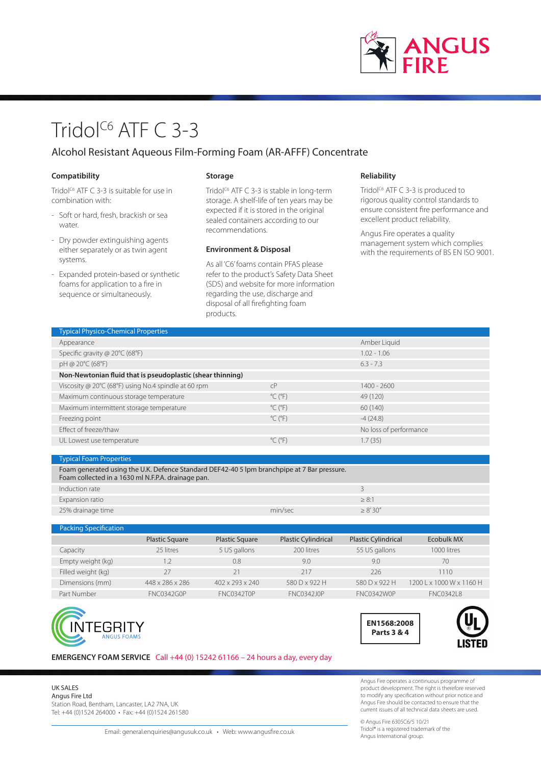# Tridol[C6] ATF C 3-3

## Alcohol Resistant Aqueous Film-Forming Foam (AR-AFFF) Concentrate

### Compatibility

Tridol[C6] ATF C 3-3 is suitable for use in combination with:

- Soft or hard, fresh, brackish or sea water.
- Dry powder extinguishing agents either separately or as twin agent systems.
- Expanded protein-based or synthetic foams for application to a fire in sequence or simultaneously.

### Storage

Tridol[C6] ATF C 3-3 is stable in long-term storage. A shelf-life of ten years may be expected if it is stored in the original sealed containers according to our recommendations.

### Environment & Disposal

As all 'C6' foams contain PFAS please refer to the product's Safety Data Sheet (SDS) and website for more information regarding the use, discharge and disposal of all firefighting foam products.

### Reliability

Tridol[C6] ATF C 3-3 is produced to rigorous quality control standards to ensure consistent fire performance and excellent product reliability.

Angus Fire operates a quality management system which complies with the requirements of BS EN ISO 9001.

| Typical Physico-Chemical Properties | | |
|---|---|---|
| Appearance | | Amber Liquid |
| Specific gravity @ 20°C (68°F) | | 1.02 - 1.06 |
| pH @ 20°C (68°F) | | 6.3 - 7.3 |
| **Non-Newtonian fluid that is pseudoplastic (shear thinning)** | | |
| Viscosity @ 20°C (68°F) using No.4 spindle at 60 rpm | cP | 1400 - 2600 |
| Maximum continuous storage temperature | °C (°F) | 49 (120) |
| Maximum intermittent storage temperature | °C (°F) | 60 (140) |
| Freezing point | °C (°F) | -4 (24.8) |
| Effect of freeze/thaw | | No loss of performance |
| UL Lowest use temperature | °C (°F) | 1.7 (35) |

| Typical Foam Properties | | |
|---|---|---|
| Foam generated using the U.K. Defence Standard DEF42-40 5 lpm branchpipe at 7 Bar pressure. Foam collected in a 1630 ml N.F.P.A. drainage pan. | | |
| Induction rate | | 3 |
| Expansion ratio | | ≥ 8:1 |
| 25% drainage time | min/sec | ≥ 8' 30" |

**Packing Specification**

| | Plastic Square | Plastic Square | Plastic Cylindrical | Plastic Cylindrical | Ecobulk MX |
|---|---|---|---|---|---|
| Capacity | 25 litres | 5 US gallons | 200 litres | 55 US gallons | 1000 litres |
| Empty weight (kg) | 1.2 | 0.8 | 9.0 | 9.0 | 70 |
| Filled weight (kg) | 27 | 21 | 217 | 226 | 1110 |
| Dimensions (mm) | 448 x 286 x 286 | 402 x 293 x 240 | 580 D x 922 H | 580 D x 922 H | 1200 L x 1000 W x 1160 H |
| Part Number | FNC0342G0P | FNC0342T0P | FNC0342J0P | FNC0342W0P | FNC0342L8 |

INTEGRITY ANGUS FOAMS

**EN1568:2008 Parts 3 & 4**

UL LISTED

**EMERGENCY FOAM SERVICE** Call +44 (0) 15242 61166 – 24 hours a day, every day

UK SALES
Angus Fire Ltd
Station Road, Bentham, Lancaster, LA2 7NA, UK
Tel: +44 (0)1524 264000 • Fax: +44 (0)1524 261580

Email: general.enquiries@angusuk.co.uk • Web: www.angusfire.co.uk

Angus Fire operates a continuous programme of product development. The right is therefore reserved to modify any specification without prior notice and Angus Fire should be contacted to ensure that the current issues of all technical data sheets are used.

© Angus Fire 6305C6/5 10/21
Tridol® is a registered trademark of the Angus International group.